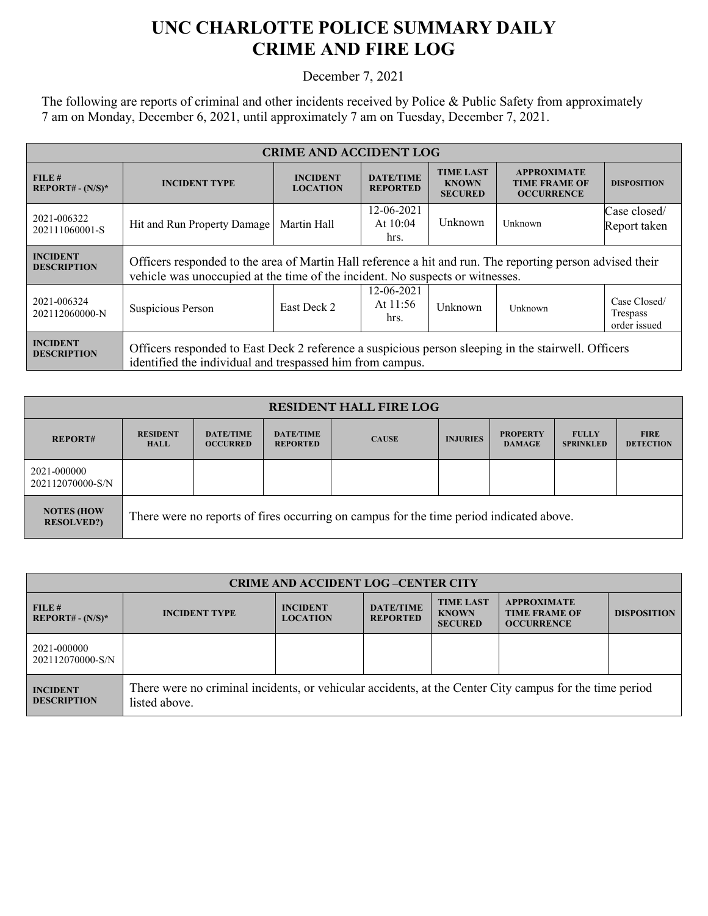# UNC CHARLOTTE POLICE SUMMARY DAILY CRIME AND FIRE LOG

December 7, 2021

The following are reports of criminal and other incidents received by Police & Public Safety from approximately 7 am on Monday, December 6, 2021, until approximately 7 am on Tuesday, December 7, 2021.

| CRIME AND ACCIDENT LOG | | | | | | |
|---|---|---|---|---|---|---|
| **FILE # REPORT# - (N/S)*** | **INCIDENT TYPE** | **INCIDENT LOCATION** | **DATE/TIME REPORTED** | **TIME LAST KNOWN SECURED** | **APPROXIMATE TIME FRAME OF OCCURRENCE** | **DISPOSITION** |
| 2021-006322 202111060001-S | Hit and Run Property Damage | Martin Hall | 12-06-2021 At 10:04 hrs. | Unknown | Unknown | Case closed/ Report taken |
| **INCIDENT DESCRIPTION** | Officers responded to the area of Martin Hall reference a hit and run. The reporting person advised their vehicle was unoccupied at the time of the incident. No suspects or witnesses. | | | | | |
| 2021-006324 202112060000-N | Suspicious Person | East Deck 2 | 12-06-2021 At 11:56 hrs. | Unknown | Unknown | Case Closed/ Trespass order issued |
| **INCIDENT DESCRIPTION** | Officers responded to East Deck 2 reference a suspicious person sleeping in the stairwell. Officers identified the individual and trespassed him from campus. | | | | | |

| RESIDENT HALL FIRE LOG | | | | | | | | |
|---|---|---|---|---|---|---|---|---|
| **REPORT#** | **RESIDENT HALL** | **DATE/TIME OCCURRED** | **DATE/TIME REPORTED** | **CAUSE** | **INJURIES** | **PROPERTY DAMAGE** | **FULLY SPRINKLED** | **FIRE DETECTION** |
| 2021-000000 202112070000-S/N | | | | | | | | |
| **NOTES (HOW RESOLVED?)** | There were no reports of fires occurring on campus for the time period indicated above. | | | | | | | |

| CRIME AND ACCIDENT LOG –CENTER CITY | | | | | | |
|---|---|---|---|---|---|---|
| **FILE # REPORT# - (N/S)*** | **INCIDENT TYPE** | **INCIDENT LOCATION** | **DATE/TIME REPORTED** | **TIME LAST KNOWN SECURED** | **APPROXIMATE TIME FRAME OF OCCURRENCE** | **DISPOSITION** |
| 2021-000000 202112070000-S/N | | | | | | |
| **INCIDENT DESCRIPTION** | There were no criminal incidents, or vehicular accidents, at the Center City campus for the time period listed above. | | | | | |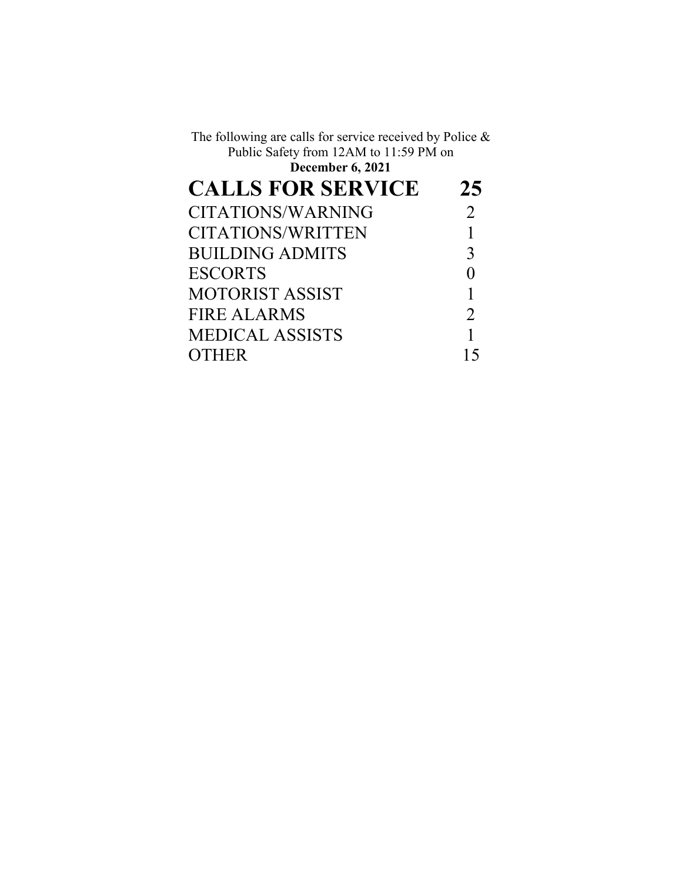The following are calls for service received by Police & Public Safety from 12AM to 11:59 PM on

**December 6, 2021**

| | |
|---|---|
| **CALLS FOR SERVICE** | **25** |
| CITATIONS/WARNING | 2 |
| CITATIONS/WRITTEN | 1 |
| BUILDING ADMITS | 3 |
| ESCORTS | 0 |
| MOTORIST ASSIST | 1 |
| FIRE ALARMS | 2 |
| MEDICAL ASSISTS | 1 |
| OTHER | 15 |